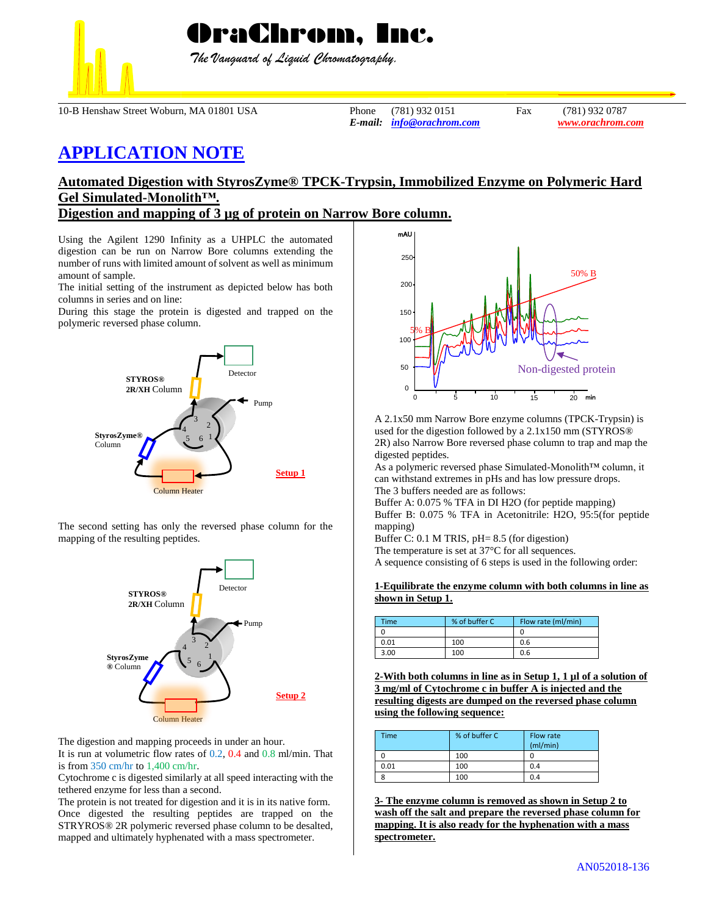# OraChrom, Inc.

*The Vanguard of Liquid Chromatography.*

10-B Henshaw Street Woburn, MA 01801 USA  Phone (781) 932 0151  Fax (781) 932 0787
*E-mail:* *info@orachrom.com*  *www.orachrom.com*

# APPLICATION NOTE

## Automated Digestion with StyrosZyme® TPCK-Trypsin, Immobilized Enzyme on Polymeric Hard Gel Simulated-Monolith™.

## Digestion and mapping of 3 µg of protein on Narrow Bore column.

Using the Agilent 1290 Infinity as a UHPLC the automated digestion can be run on Narrow Bore columns extending the number of runs with limited amount of solvent as well as minimum amount of sample.

The initial setting of the instrument as depicted below has both columns in series and on line:

During this stage the protein is digested and trapped on the polymeric reversed phase column.

Detector
STYROS® 2R/XH Column
Pump
StyrosZyme® Column
Column Heater
Setup 1

The second setting has only the reversed phase column for the mapping of the resulting peptides.

Detector
STYROS® 2R/XH Column
Pump
StyrosZyme® Column
Column Heater
Setup 2

The digestion and mapping proceeds in under an hour.

It is run at volumetric flow rates of 0.2, 0.4 and 0.8 ml/min. That is from 350 cm/hr to 1,400 cm/hr.

Cytochrome c is digested similarly at all speed interacting with the tethered enzyme for less than a second.

The protein is not treated for digestion and it is in its native form.

Once digested the resulting peptides are trapped on the STRYROS® 2R polymeric reversed phase column to be desalted, mapped and ultimately hyphenated with a mass spectrometer.

mAU
50% B
5% B
Non-digested protein
min

A 2.1x50 mm Narrow Bore enzyme columns (TPCK-Trypsin) is used for the digestion followed by a 2.1x150 mm (STYROS® 2R) also Narrow Bore reversed phase column to trap and map the digested peptides.

As a polymeric reversed phase Simulated-Monolith™ column, it can withstand extremes in pHs and has low pressure drops.

The 3 buffers needed are as follows:

Buffer A: 0.075 % TFA in DI H2O (for peptide mapping)

Buffer B: 0.075 % TFA in Acetonitrile: H2O, 95:5(for peptide mapping)

Buffer C: 0.1 M TRIS, pH= 8.5 (for digestion)

The temperature is set at 37°C for all sequences.

A sequence consisting of 6 steps is used in the following order:

**1-Equilibrate the enzyme column with both columns in line as shown in Setup 1.**

| Time | % of buffer C | Flow rate (ml/min) |
|---|---|---|
| 0 | | 0 |
| 0.01 | 100 | 0.6 |
| 3.00 | 100 | 0.6 |

**2-With both columns in line as in Setup 1, 1 µl of a solution of 3 mg/ml of Cytochrome c in buffer A is injected and the resulting digests are dumped on the reversed phase column using the following sequence:**

| Time | % of buffer C | Flow rate (ml/min) |
|---|---|---|
| 0 | 100 | 0 |
| 0.01 | 100 | 0.4 |
| 8 | 100 | 0.4 |

**3- The enzyme column is removed as shown in Setup 2 to wash off the salt and prepare the reversed phase column for mapping. It is also ready for the hyphenation with a mass spectrometer.**

AN052018-136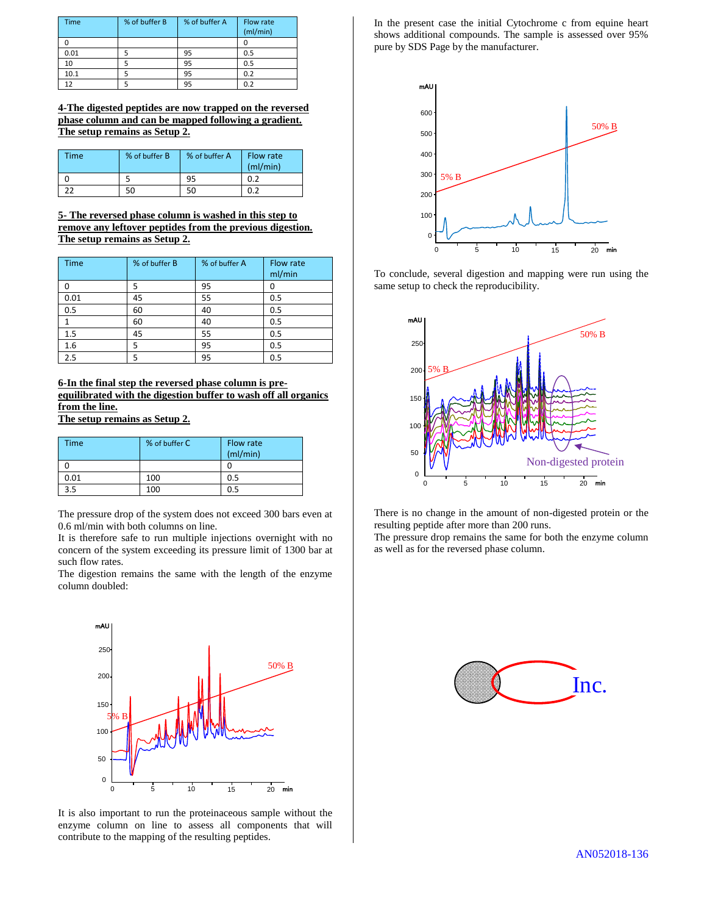| Time | % of buffer B | % of buffer A | Flow rate (ml/min) |
|---|---|---|---|
| 0 | | | 0 |
| 0.01 | 5 | 95 | 0.5 |
| 10 | 5 | 95 | 0.5 |
| 10.1 | 5 | 95 | 0.2 |
| 12 | 5 | 95 | 0.2 |

**4-The digested peptides are now trapped on the reversed phase column and can be mapped following a gradient. The setup remains as Setup 2.**

| Time | % of buffer B | % of buffer A | Flow rate (ml/min) |
|---|---|---|---|
| 0 | 5 | 95 | 0.2 |
| 22 | 50 | 50 | 0.2 |

**5- The reversed phase column is washed in this step to remove any leftover peptides from the previous digestion. The setup remains as Setup 2.**

| Time | % of buffer B | % of buffer A | Flow rate ml/min |
|---|---|---|---|
| 0 | 5 | 95 | 0 |
| 0.01 | 45 | 55 | 0.5 |
| 0.5 | 60 | 40 | 0.5 |
| 1 | 60 | 40 | 0.5 |
| 1.5 | 45 | 55 | 0.5 |
| 1.6 | 5 | 95 | 0.5 |
| 2.5 | 5 | 95 | 0.5 |

**6-In the final step the reversed phase column is pre-equilibrated with the digestion buffer to wash off all organics from the line. The setup remains as Setup 2.**

| Time | % of buffer C | Flow rate (ml/min) |
|---|---|---|
| 0 | | 0 |
| 0.01 | 100 | 0.5 |
| 3.5 | 100 | 0.5 |

The pressure drop of the system does not exceed 300 bars even at 0.6 ml/min with both columns on line.

It is therefore safe to run multiple injections overnight with no concern of the system exceeding its pressure limit of 1300 bar at such flow rates.

The digestion remains the same with the length of the enzyme column doubled:

mAU
250
200
150
100
50
0
5% B
50% B
0
5
10
15
20 min

It is also important to run the proteinaceous sample without the enzyme column on line to assess all components that will contribute to the mapping of the resulting peptides.

In the present case the initial Cytochrome c from equine heart shows additional compounds. The sample is assessed over 95% pure by SDS Page by the manufacturer.

mAU
600
500
400
300
200
100
0
5% B
50% B
0
5
10
15
20 min

To conclude, several digestion and mapping were run using the same setup to check the reproducibility.

mAU
250
200
150
100
50
0
5% B
50% B
Non-digested protein
0
5
10
15
20 min

There is no change in the amount of non-digested protein or the resulting peptide after more than 200 runs.

The pressure drop remains the same for both the enzyme column as well as for the reversed phase column.

Inc.

AN052018-136